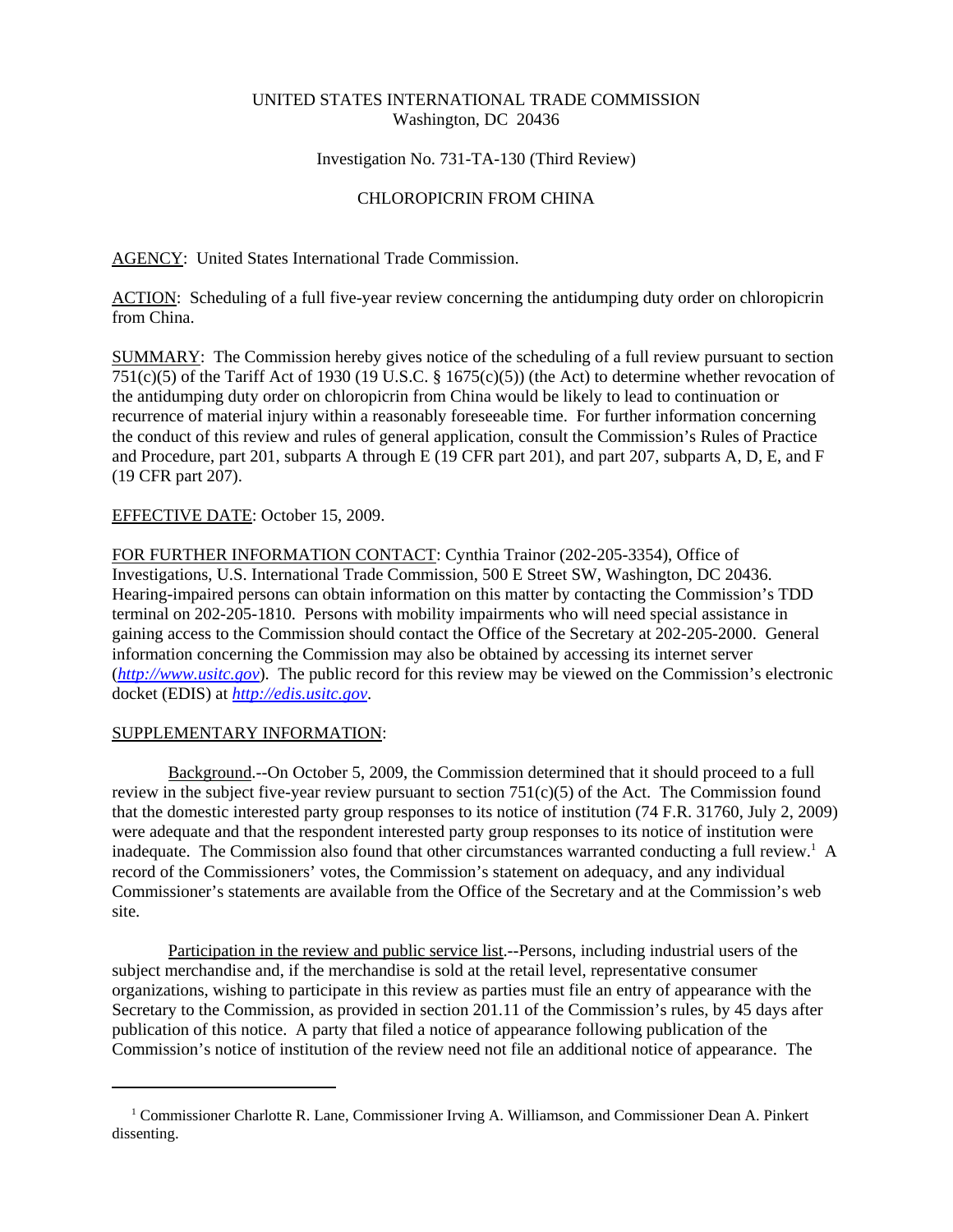UNITED STATES INTERNATIONAL TRADE COMMISSION
Washington, DC 20436

Investigation No. 731-TA-130 (Third Review)

CHLOROPICRIN FROM CHINA

AGENCY: United States International Trade Commission.

ACTION: Scheduling of a full five-year review concerning the antidumping duty order on chloropicrin from China.

SUMMARY: The Commission hereby gives notice of the scheduling of a full review pursuant to section 751(c)(5) of the Tariff Act of 1930 (19 U.S.C. § 1675(c)(5)) (the Act) to determine whether revocation of the antidumping duty order on chloropicrin from China would be likely to lead to continuation or recurrence of material injury within a reasonably foreseeable time. For further information concerning the conduct of this review and rules of general application, consult the Commission's Rules of Practice and Procedure, part 201, subparts A through E (19 CFR part 201), and part 207, subparts A, D, E, and F (19 CFR part 207).

EFFECTIVE DATE: October 15, 2009.

FOR FURTHER INFORMATION CONTACT: Cynthia Trainor (202-205-3354), Office of Investigations, U.S. International Trade Commission, 500 E Street SW, Washington, DC 20436. Hearing-impaired persons can obtain information on this matter by contacting the Commission's TDD terminal on 202-205-1810. Persons with mobility impairments who will need special assistance in gaining access to the Commission should contact the Office of the Secretary at 202-205-2000. General information concerning the Commission may also be obtained by accessing its internet server (*http://www.usitc.gov*). The public record for this review may be viewed on the Commission's electronic docket (EDIS) at *http://edis.usitc.gov*.

SUPPLEMENTARY INFORMATION:

Background.--On October 5, 2009, the Commission determined that it should proceed to a full review in the subject five-year review pursuant to section 751(c)(5) of the Act. The Commission found that the domestic interested party group responses to its notice of institution (74 F.R. 31760, July 2, 2009) were adequate and that the respondent interested party group responses to its notice of institution were inadequate. The Commission also found that other circumstances warranted conducting a full review.[1] A record of the Commissioners' votes, the Commission's statement on adequacy, and any individual Commissioner's statements are available from the Office of the Secretary and at the Commission's web site.

Participation in the review and public service list.--Persons, including industrial users of the subject merchandise and, if the merchandise is sold at the retail level, representative consumer organizations, wishing to participate in this review as parties must file an entry of appearance with the Secretary to the Commission, as provided in section 201.11 of the Commission's rules, by 45 days after publication of this notice. A party that filed a notice of appearance following publication of the Commission's notice of institution of the review need not file an additional notice of appearance. The

---

[1] Commissioner Charlotte R. Lane, Commissioner Irving A. Williamson, and Commissioner Dean A. Pinkert dissenting.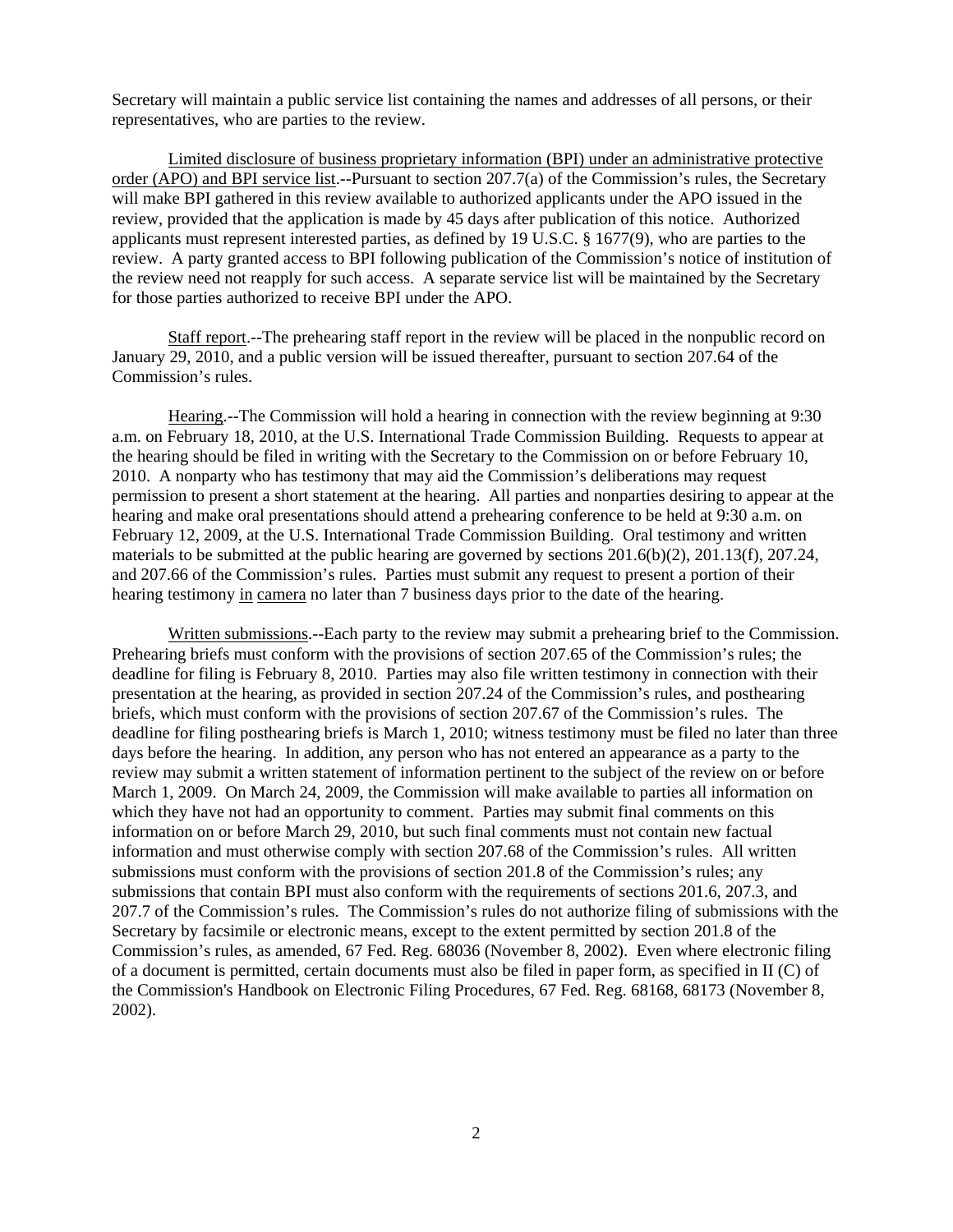Secretary will maintain a public service list containing the names and addresses of all persons, or their representatives, who are parties to the review.

Limited disclosure of business proprietary information (BPI) under an administrative protective order (APO) and BPI service list.--Pursuant to section 207.7(a) of the Commission's rules, the Secretary will make BPI gathered in this review available to authorized applicants under the APO issued in the review, provided that the application is made by 45 days after publication of this notice. Authorized applicants must represent interested parties, as defined by 19 U.S.C. § 1677(9), who are parties to the review. A party granted access to BPI following publication of the Commission's notice of institution of the review need not reapply for such access. A separate service list will be maintained by the Secretary for those parties authorized to receive BPI under the APO.

Staff report.--The prehearing staff report in the review will be placed in the nonpublic record on January 29, 2010, and a public version will be issued thereafter, pursuant to section 207.64 of the Commission's rules.

Hearing.--The Commission will hold a hearing in connection with the review beginning at 9:30 a.m. on February 18, 2010, at the U.S. International Trade Commission Building. Requests to appear at the hearing should be filed in writing with the Secretary to the Commission on or before February 10, 2010. A nonparty who has testimony that may aid the Commission's deliberations may request permission to present a short statement at the hearing. All parties and nonparties desiring to appear at the hearing and make oral presentations should attend a prehearing conference to be held at 9:30 a.m. on February 12, 2009, at the U.S. International Trade Commission Building. Oral testimony and written materials to be submitted at the public hearing are governed by sections 201.6(b)(2), 201.13(f), 207.24, and 207.66 of the Commission's rules. Parties must submit any request to present a portion of their hearing testimony in camera no later than 7 business days prior to the date of the hearing.

Written submissions.--Each party to the review may submit a prehearing brief to the Commission. Prehearing briefs must conform with the provisions of section 207.65 of the Commission's rules; the deadline for filing is February 8, 2010. Parties may also file written testimony in connection with their presentation at the hearing, as provided in section 207.24 of the Commission's rules, and posthearing briefs, which must conform with the provisions of section 207.67 of the Commission's rules. The deadline for filing posthearing briefs is March 1, 2010; witness testimony must be filed no later than three days before the hearing. In addition, any person who has not entered an appearance as a party to the review may submit a written statement of information pertinent to the subject of the review on or before March 1, 2009. On March 24, 2009, the Commission will make available to parties all information on which they have not had an opportunity to comment. Parties may submit final comments on this information on or before March 29, 2010, but such final comments must not contain new factual information and must otherwise comply with section 207.68 of the Commission's rules. All written submissions must conform with the provisions of section 201.8 of the Commission's rules; any submissions that contain BPI must also conform with the requirements of sections 201.6, 207.3, and 207.7 of the Commission's rules. The Commission's rules do not authorize filing of submissions with the Secretary by facsimile or electronic means, except to the extent permitted by section 201.8 of the Commission's rules, as amended, 67 Fed. Reg. 68036 (November 8, 2002). Even where electronic filing of a document is permitted, certain documents must also be filed in paper form, as specified in II (C) of the Commission's Handbook on Electronic Filing Procedures, 67 Fed. Reg. 68168, 68173 (November 8, 2002).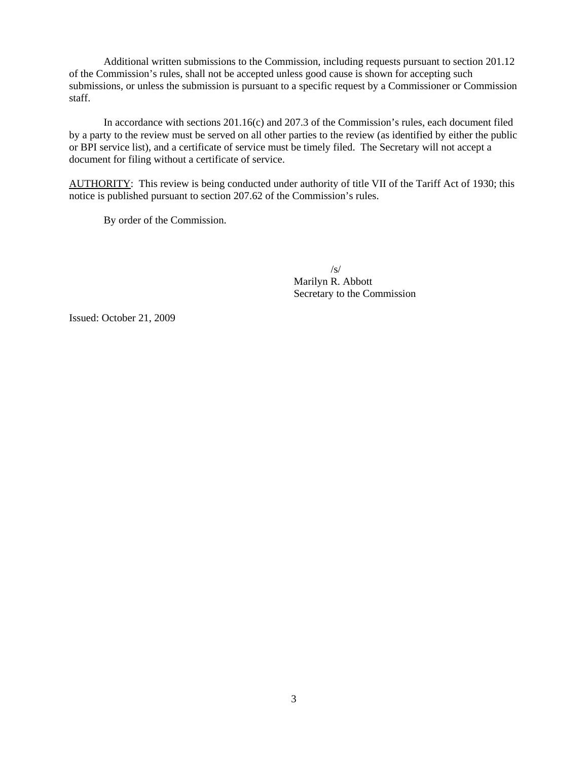Additional written submissions to the Commission, including requests pursuant to section 201.12 of the Commission's rules, shall not be accepted unless good cause is shown for accepting such submissions, or unless the submission is pursuant to a specific request by a Commissioner or Commission staff.

In accordance with sections 201.16(c) and 207.3 of the Commission's rules, each document filed by a party to the review must be served on all other parties to the review (as identified by either the public or BPI service list), and a certificate of service must be timely filed. The Secretary will not accept a document for filing without a certificate of service.

AUTHORITY: This review is being conducted under authority of title VII of the Tariff Act of 1930; this notice is published pursuant to section 207.62 of the Commission's rules.

By order of the Commission.

/s/
Marilyn R. Abbott
Secretary to the Commission

Issued: October 21, 2009